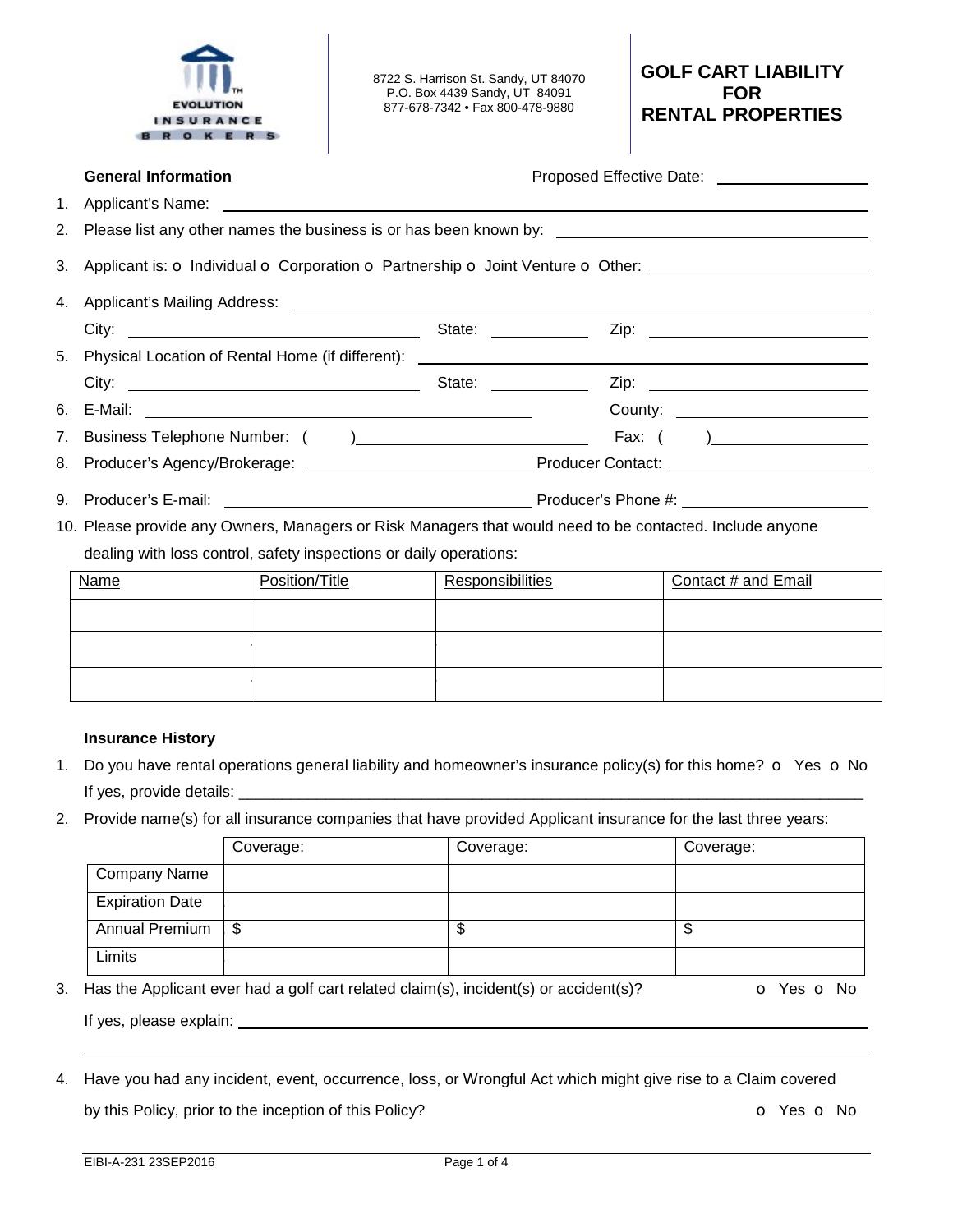EVOLUTION INSURANCE BROKERS

8722 S. Harrison St. Sandy, UT 84070
P.O. Box 4439 Sandy, UT 84091
877-678-7342 • Fax 800-478-9880

# GOLF CART LIABILITY FOR RENTAL PROPERTIES

**General Information** Proposed Effective Date: ________________

1. Applicant's Name: ________________
2. Please list any other names the business is or has been known by: ________________
3. Applicant is: o Individual o Corporation o Partnership o Joint Venture o Other: ________________
4. Applicant's Mailing Address: ________________
   City: ________________ State: ________ Zip: ________
5. Physical Location of Rental Home (if different): ________________
   City: ________________ State: ________ Zip: ________
6. E-Mail: ________________ County: ________________
7. Business Telephone Number: ( ) ________________ Fax: ( ) ________________
8. Producer's Agency/Brokerage: ________________ Producer Contact: ________________
9. Producer's E-mail: ________________ Producer's Phone #: ________________
10. Please provide any Owners, Managers or Risk Managers that would need to be contacted. Include anyone dealing with loss control, safety inspections or daily operations:

| Name | Position/Title | Responsibilities | Contact # and Email |
|---|---|---|---|
| | | | |
| | | | |
| | | | |

**Insurance History**

1. Do you have rental operations general liability and homeowner's insurance policy(s) for this home? o Yes o No
   If yes, provide details: ________________
2. Provide name(s) for all insurance companies that have provided Applicant insurance for the last three years:

| | Coverage: | Coverage: | Coverage: |
|---|---|---|---|
| Company Name | | | |
| Expiration Date | | | |
| Annual Premium | $ | $ | $ |
| Limits | | | |

3. Has the Applicant ever had a golf cart related claim(s), incident(s) or accident(s)? o Yes o No
   If yes, please explain: ________________
4. Have you had any incident, event, occurrence, loss, or Wrongful Act which might give rise to a Claim covered by this Policy, prior to the inception of this Policy? o Yes o No

EIBI-A-231 23SEP2016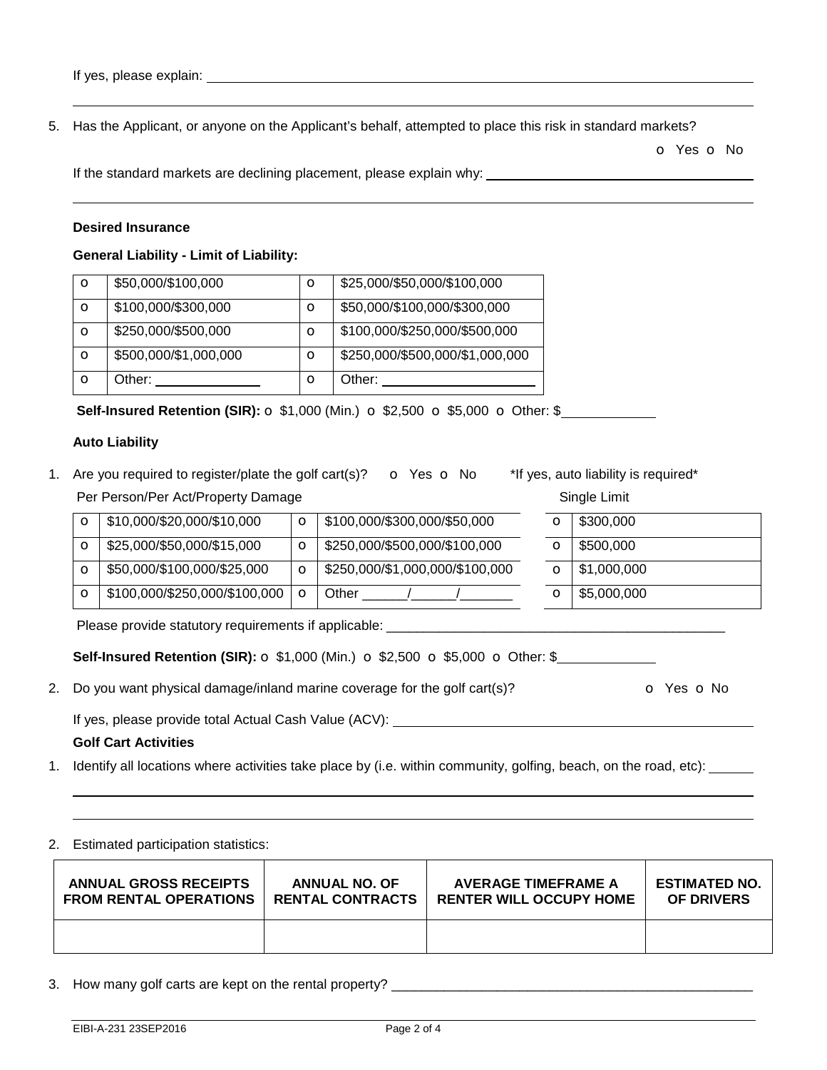If yes, please explain: ______________________________________________

______________________________________________

5. Has the Applicant, or anyone on the Applicant's behalf, attempted to place this risk in standard markets?

   o Yes o No

   If the standard markets are declining placement, please explain why: ______________________________________________

   ______________________________________________

**Desired Insurance**

**General Liability - Limit of Liability:**

| | | | |
|---|---|---|---|
| o | $50,000/$100,000 | o | $25,000/$50,000/$100,000 |
| o | $100,000/$300,000 | o | $50,000/$100,000/$300,000 |
| o | $250,000/$500,000 | o | $100,000/$250,000/$500,000 |
| o | $500,000/$1,000,000 | o | $250,000/$500,000/$1,000,000 |
| o | Other: ______________ | o | Other: ______________ |

**Self-Insured Retention (SIR):** o $1,000 (Min.) o $2,500 o $5,000 o Other: $____________

**Auto Liability**

1. Are you required to register/plate the golf cart(s)? o Yes o No *If yes, auto liability is required*

Per Person/Per Act/Property Damage

| | | | |
|---|---|---|---|
| o | $10,000/$20,000/$10,000 | o | $100,000/$300,000/$50,000 |
| o | $25,000/$50,000/$15,000 | o | $250,000/$500,000/$100,000 |
| o | $50,000/$100,000/$25,000 | o | $250,000/$1,000,000/$100,000 |
| o | $100,000/$250,000/$100,000 | o | Other ______/______/_______ |

Single Limit

| | |
|---|---|
| o | $300,000 |
| o | $500,000 |
| o | $1,000,000 |
| o | $5,000,000 |

Please provide statutory requirements if applicable: ______________________________________________

**Self-Insured Retention (SIR):** o $1,000 (Min.) o $2,500 o $5,000 o Other: $____________

2. Do you want physical damage/inland marine coverage for the golf cart(s)? o Yes o No

   If yes, please provide total Actual Cash Value (ACV): ______________________________________________

**Golf Cart Activities**

1. Identify all locations where activities take place by (i.e. within community, golfing, beach, on the road, etc): ______

   ______________________________________________

   ______________________________________________

2. Estimated participation statistics:

| ANNUAL GROSS RECEIPTS FROM RENTAL OPERATIONS | ANNUAL NO. OF RENTAL CONTRACTS | AVERAGE TIMEFRAME A RENTER WILL OCCUPY HOME | ESTIMATED NO. OF DRIVERS |
|---|---|---|---|
| | | | |

3. How many golf carts are kept on the rental property? ______________________________________________

EIBI-A-231 23SEP2016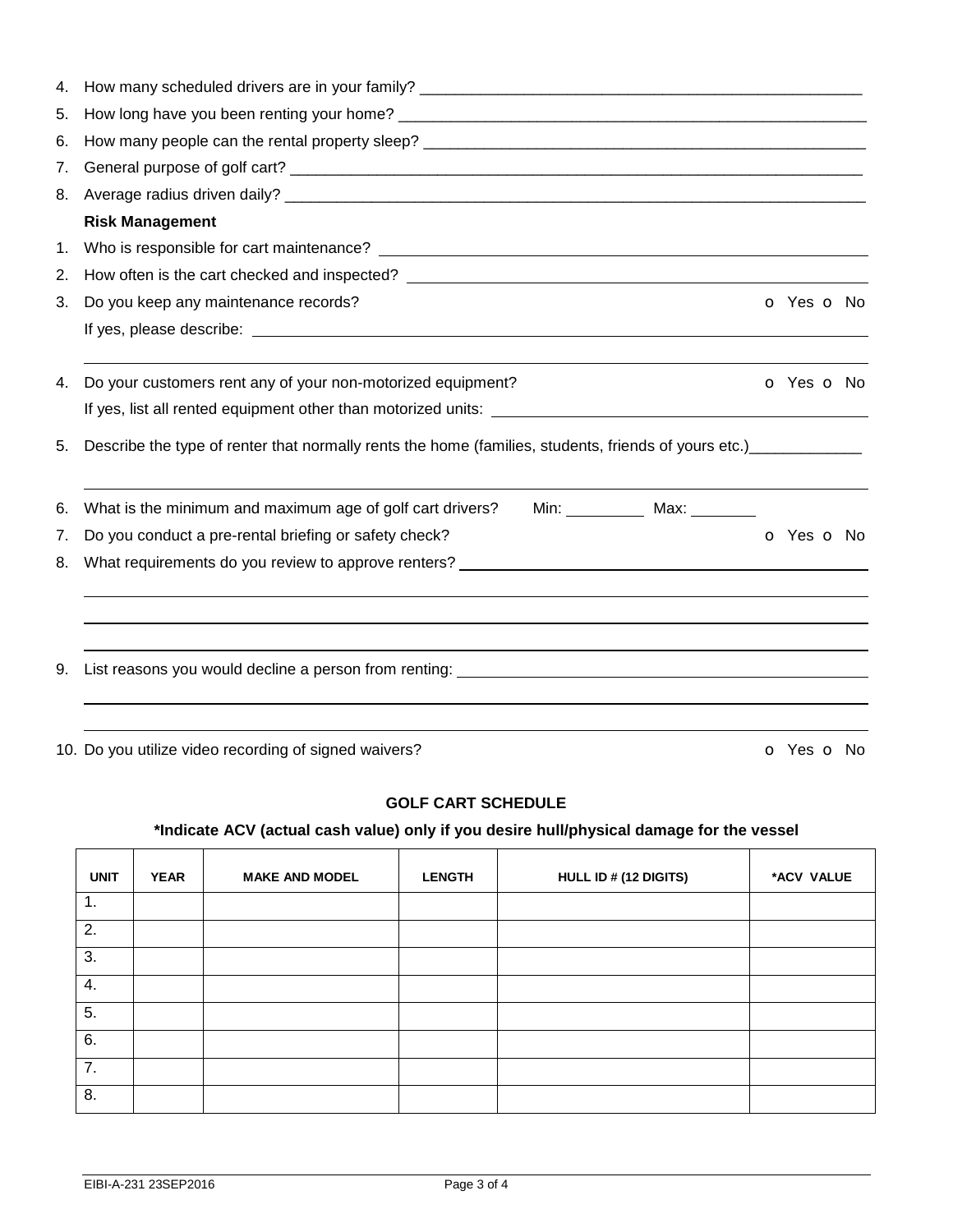4. How many scheduled drivers are in your family? ___________________________________________________

5. How long have you been renting your home? _______________________________________________________

6. How many people can the rental property sleep? ___________________________________________________

7. General purpose of golf cart? _____________________________________________________________________

8. Average radius driven daily? ______________________________________________________________________

**Risk Management**

1. Who is responsible for cart maintenance? ___________________________________________________________

2. How often is the cart checked and inspected? ________________________________________________________

3. Do you keep any maintenance records? o Yes o No

   If yes, please describe: _________________________________________________________________________

   ______________________________________________________________________________________________

4. Do your customers rent any of your non-motorized equipment? o Yes o No

   If yes, list all rented equipment other than motorized units: ______________________________________

5. Describe the type of renter that normally rents the home (families, students, friends of yours etc.)_____________

   ______________________________________________________________________________________________

6. What is the minimum and maximum age of golf cart drivers? Min: _________ Max: ________

7. Do you conduct a pre-rental briefing or safety check? o Yes o No

8. What requirements do you review to approve renters? ______________________________________________

   ______________________________________________________________________________________________

   ______________________________________________________________________________________________

   ______________________________________________________________________________________________

9. List reasons you would decline a person from renting: ______________________________________________

   ______________________________________________________________________________________________

   ______________________________________________________________________________________________

10. Do you utilize video recording of signed waivers? o Yes o No

## GOLF CART SCHEDULE

**\*Indicate ACV (actual cash value) only if you desire hull/physical damage for the vessel**

| UNIT | YEAR | MAKE AND MODEL | LENGTH | HULL ID # (12 DIGITS) | *ACV VALUE |
|---|---|---|---|---|---|
| 1. | | | | | |
| 2. | | | | | |
| 3. | | | | | |
| 4. | | | | | |
| 5. | | | | | |
| 6. | | | | | |
| 7. | | | | | |
| 8. | | | | | |

EIBI-A-231 23SEP2016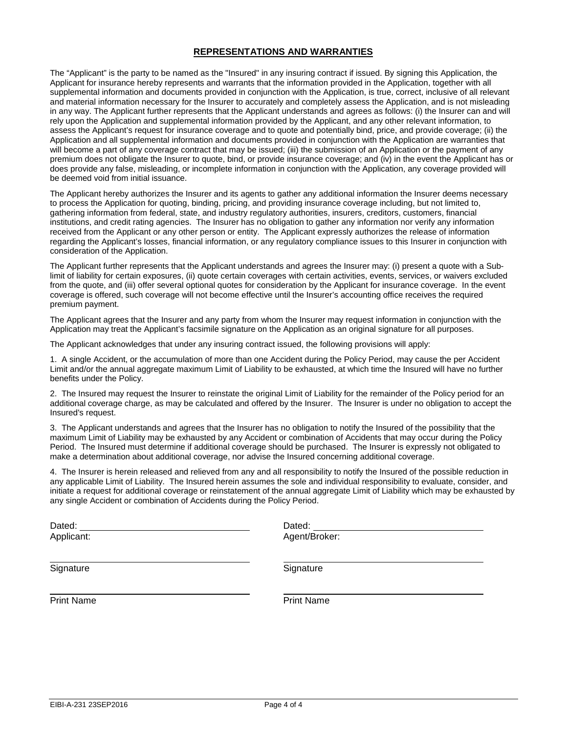## REPRESENTATIONS AND WARRANTIES

The "Applicant" is the party to be named as the "Insured" in any insuring contract if issued. By signing this Application, the Applicant for insurance hereby represents and warrants that the information provided in the Application, together with all supplemental information and documents provided in conjunction with the Application, is true, correct, inclusive of all relevant and material information necessary for the Insurer to accurately and completely assess the Application, and is not misleading in any way. The Applicant further represents that the Applicant understands and agrees as follows: (i) the Insurer can and will rely upon the Application and supplemental information provided by the Applicant, and any other relevant information, to assess the Applicant's request for insurance coverage and to quote and potentially bind, price, and provide coverage; (ii) the Application and all supplemental information and documents provided in conjunction with the Application are warranties that will become a part of any coverage contract that may be issued; (iii) the submission of an Application or the payment of any premium does not obligate the Insurer to quote, bind, or provide insurance coverage; and (iv) in the event the Applicant has or does provide any false, misleading, or incomplete information in conjunction with the Application, any coverage provided will be deemed void from initial issuance.

The Applicant hereby authorizes the Insurer and its agents to gather any additional information the Insurer deems necessary to process the Application for quoting, binding, pricing, and providing insurance coverage including, but not limited to, gathering information from federal, state, and industry regulatory authorities, insurers, creditors, customers, financial institutions, and credit rating agencies. The Insurer has no obligation to gather any information nor verify any information received from the Applicant or any other person or entity. The Applicant expressly authorizes the release of information regarding the Applicant's losses, financial information, or any regulatory compliance issues to this Insurer in conjunction with consideration of the Application.

The Applicant further represents that the Applicant understands and agrees the Insurer may: (i) present a quote with a Sub-limit of liability for certain exposures, (ii) quote certain coverages with certain activities, events, services, or waivers excluded from the quote, and (iii) offer several optional quotes for consideration by the Applicant for insurance coverage. In the event coverage is offered, such coverage will not become effective until the Insurer's accounting office receives the required premium payment.

The Applicant agrees that the Insurer and any party from whom the Insurer may request information in conjunction with the Application may treat the Applicant's facsimile signature on the Application as an original signature for all purposes.

The Applicant acknowledges that under any insuring contract issued, the following provisions will apply:

1. A single Accident, or the accumulation of more than one Accident during the Policy Period, may cause the per Accident Limit and/or the annual aggregate maximum Limit of Liability to be exhausted, at which time the Insured will have no further benefits under the Policy.

2. The Insured may request the Insurer to reinstate the original Limit of Liability for the remainder of the Policy period for an additional coverage charge, as may be calculated and offered by the Insurer. The Insurer is under no obligation to accept the Insured's request.

3. The Applicant understands and agrees that the Insurer has no obligation to notify the Insured of the possibility that the maximum Limit of Liability may be exhausted by any Accident or combination of Accidents that may occur during the Policy Period. The Insured must determine if additional coverage should be purchased. The Insurer is expressly not obligated to make a determination about additional coverage, nor advise the Insured concerning additional coverage.

4. The Insurer is herein released and relieved from any and all responsibility to notify the Insured of the possible reduction in any applicable Limit of Liability. The Insured herein assumes the sole and individual responsibility to evaluate, consider, and initiate a request for additional coverage or reinstatement of the annual aggregate Limit of Liability which may be exhausted by any single Accident or combination of Accidents during the Policy Period.

| | |
|---|---|
| Dated: ______________________ | Dated: ______________________ |
| Applicant: | Agent/Broker: |
| ______________________ | ______________________ |
| Signature | Signature |
| ______________________ | ______________________ |
| Print Name | Print Name |

EIBI-A-231 23SEP2016